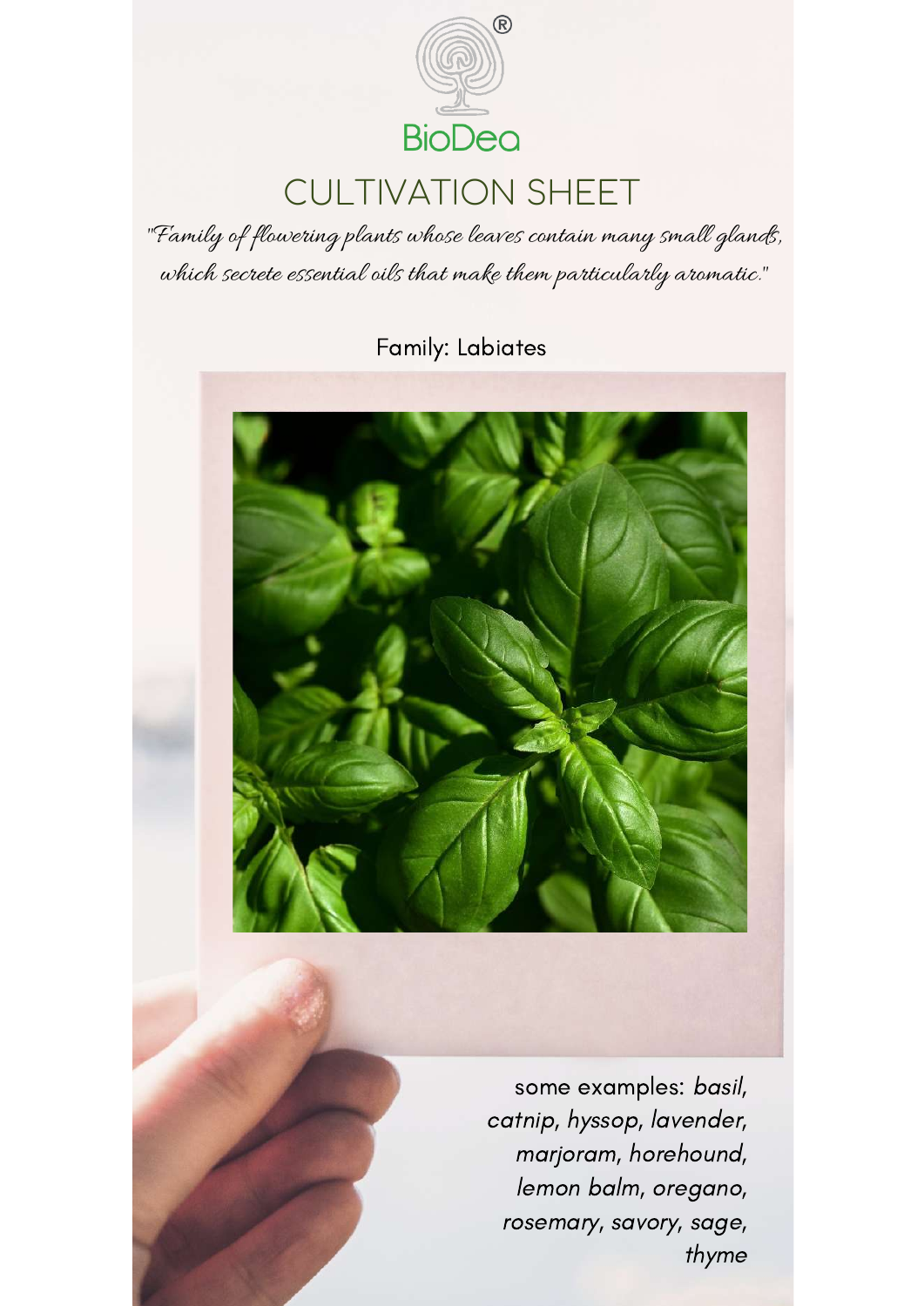BioDea®

# CULTIVATION SHEET

*"Family of flowering plants whose leaves contain many small glands, which secrete essential oils that make them particularly aromatic."*

Family: Labiates

some examples: *basil, catnip, hyssop, lavender, marjoram, horehound, lemon balm, oregano, rosemary, savory, sage, thyme*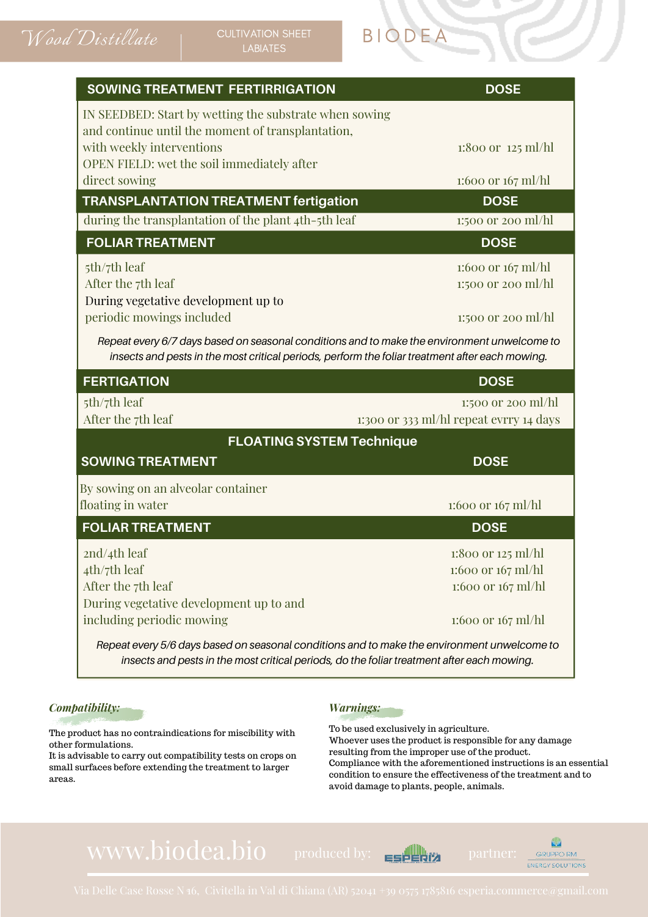Wood Distillate | CULTIVATION SHEET LABIATES | BIODEA

| SOWING TREATMENT FERTIRRIGATION | DOSE |
|---|---|
| IN SEEDBED: Start by wetting the substrate when sowing and continue until the moment of transplantation, with weekly interventions | 1:800 or 125 ml/hl |
| OPEN FIELD: wet the soil immediately after direct sowing | 1:600 or 167 ml/hl |
| **TRANSPLANTATION TREATMENT fertigation** | **DOSE** |
| during the transplantation of the plant 4th-5th leaf | 1:500 or 200 ml/hl |
| **FOLIAR TREATMENT** | **DOSE** |
| 5th/7th leaf | 1:600 or 167 ml/hl |
| After the 7th leaf | 1:500 or 200 ml/hl |
| During vegetative development up to periodic mowings included | 1:500 or 200 ml/hl |
| *Repeat every 6/7 days based on seasonal conditions and to make the environment unwelcome to insects and pests in the most critical periods, perform the foliar treatment after each mowing.* | |
| **FERTIGATION** | **DOSE** |
| 5th/7th leaf | 1:500 or 200 ml/hl |
| After the 7th leaf | 1:300 or 333 ml/hl repeat evrry 14 days |

**FLOATING SYSTEM Technique**

| SOWING TREATMENT | DOSE |
|---|---|
| By sowing on an alveolar container floating in water | 1:600 or 167 ml/hl |
| **FOLIAR TREATMENT** | **DOSE** |
| 2nd/4th leaf | 1:800 or 125 ml/hl |
| 4th/7th leaf | 1:600 or 167 ml/hl |
| After the 7th leaf | 1:600 or 167 ml/hl |
| During vegetative development up to and including periodic mowing | 1:600 or 167 ml/hl |
| *Repeat every 5/6 days based on seasonal conditions and to make the environment unwelcome to insects and pests in the most critical periods, do the foliar treatment after each mowing.* | |

***Compatibility:***

The product has no contraindications for miscibility with other formulations.
It is advisable to carry out compatibility tests on crops on small surfaces before extending the treatment to larger areas.

***Warnings:***

To be used exclusively in agriculture.
Whoever uses the product is responsible for any damage resulting from the improper use of the product.
Compliance with the aforementioned instructions is an essential condition to ensure the effectiveness of the treatment and to avoid damage to plants, people, animals.

www.biodea.bio produced by: ESPERIA partner: GRUPPO RM ENERGY SOLUTIONS

Via Delle Case Rosse N 16, Civitella in Val di Chiana (AR) 52041 +39 0575 1785816 esperia.commerce@gmail.com